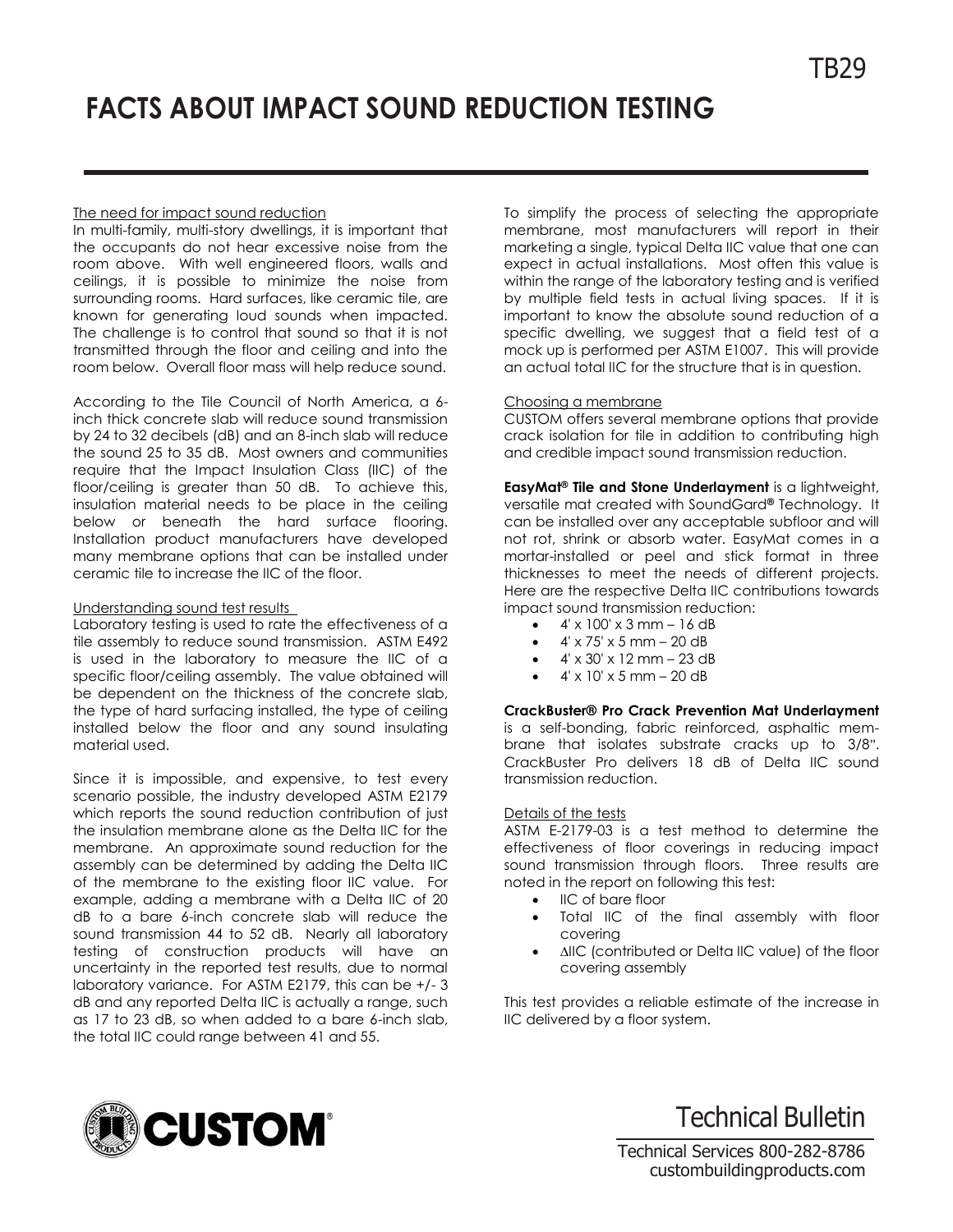# FACTS ABOUT IMPACT SOUND REDUCTION TESTING

The need for impact sound reduction

In multi-family, multi-story dwellings, it is important that the occupants do not hear excessive noise from the room above. With well engineered floors, walls and ceilings, it is possible to minimize the noise from surrounding rooms. Hard surfaces, like ceramic tile, are known for generating loud sounds when impacted. The challenge is to control that sound so that it is not transmitted through the floor and ceiling and into the room below. Overall floor mass will help reduce sound.

According to the Tile Council of North America, a 6-inch thick concrete slab will reduce sound transmission by 24 to 32 decibels (dB) and an 8-inch slab will reduce the sound 25 to 35 dB. Most owners and communities require that the Impact Insulation Class (IIC) of the floor/ceiling is greater than 50 dB. To achieve this, insulation material needs to be place in the ceiling below or beneath the hard surface flooring. Installation product manufacturers have developed many membrane options that can be installed under ceramic tile to increase the IIC of the floor.

Understanding sound test results

Laboratory testing is used to rate the effectiveness of a tile assembly to reduce sound transmission. ASTM E492 is used in the laboratory to measure the IIC of a specific floor/ceiling assembly. The value obtained will be dependent on the thickness of the concrete slab, the type of hard surfacing installed, the type of ceiling installed below the floor and any sound insulating material used.

Since it is impossible, and expensive, to test every scenario possible, the industry developed ASTM E2179 which reports the sound reduction contribution of just the insulation membrane alone as the Delta IIC for the membrane. An approximate sound reduction for the assembly can be determined by adding the Delta IIC of the membrane to the existing floor IIC value. For example, adding a membrane with a Delta IIC of 20 dB to a bare 6-inch concrete slab will reduce the sound transmission 44 to 52 dB. Nearly all laboratory testing of construction products will have an uncertainty in the reported test results, due to normal laboratory variance. For ASTM E2179, this can be +/- 3 dB and any reported Delta IIC is actually a range, such as 17 to 23 dB, so when added to a bare 6-inch slab, the total IIC could range between 41 and 55.

To simplify the process of selecting the appropriate membrane, most manufacturers will report in their marketing a single, typical Delta IIC value that one can expect in actual installations. Most often this value is within the range of the laboratory testing and is verified by multiple field tests in actual living spaces. If it is important to know the absolute sound reduction of a specific dwelling, we suggest that a field test of a mock up is performed per ASTM E1007. This will provide an actual total IIC for the structure that is in question.

Choosing a membrane

CUSTOM offers several membrane options that provide crack isolation for tile in addition to contributing high and credible impact sound transmission reduction.

**EasyMat® Tile and Stone Underlayment** is a lightweight, versatile mat created with SoundGard® Technology. It can be installed over any acceptable subfloor and will not rot, shrink or absorb water. EasyMat comes in a mortar-installed or peel and stick format in three thicknesses to meet the needs of different projects. Here are the respective Delta IIC contributions towards impact sound transmission reduction:

- 4' x 100' x 3 mm – 16 dB
- 4' x 75' x 5 mm – 20 dB
- 4' x 30' x 12 mm – 23 dB
- 4' x 10' x 5 mm – 20 dB

**CrackBuster® Pro Crack Prevention Mat Underlayment** is a self-bonding, fabric reinforced, asphaltic membrane that isolates substrate cracks up to 3/8". CrackBuster Pro delivers 18 dB of Delta IIC sound transmission reduction.

Details of the tests

ASTM E-2179-03 is a test method to determine the effectiveness of floor coverings in reducing impact sound transmission through floors. Three results are noted in the report on following this test:

- IIC of bare floor
- Total IIC of the final assembly with floor covering
- ∆IIC (contributed or Delta IIC value) of the floor covering assembly

This test provides a reliable estimate of the increase in IIC delivered by a floor system.

Technical Bulletin

Technical Services 800-282-8786
custombuildingproducts.com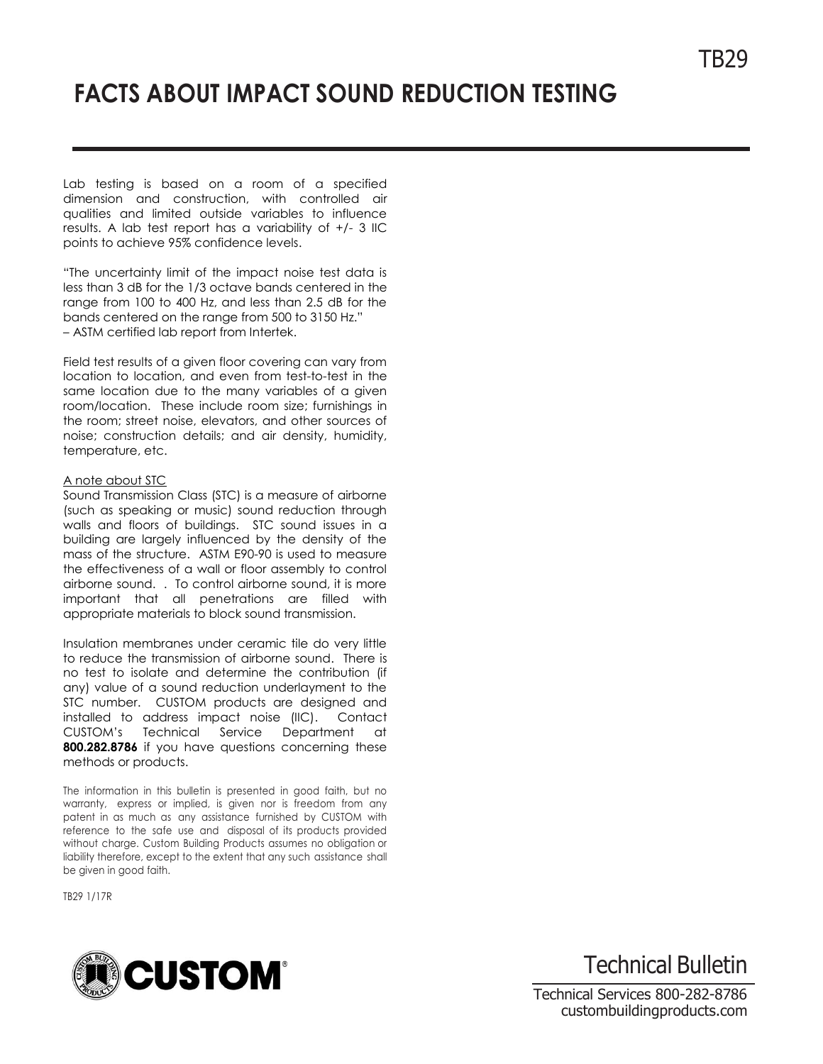# FACTS ABOUT IMPACT SOUND REDUCTION TESTING

Lab testing is based on a room of a specified dimension and construction, with controlled air qualities and limited outside variables to influence results. A lab test report has a variability of +/- 3 IIC points to achieve 95% confidence levels.

"The uncertainty limit of the impact noise test data is less than 3 dB for the 1/3 octave bands centered in the range from 100 to 400 Hz, and less than 2.5 dB for the bands centered on the range from 500 to 3150 Hz."
– ASTM certified lab report from Intertek.

Field test results of a given floor covering can vary from location to location, and even from test-to-test in the same location due to the many variables of a given room/location. These include room size; furnishings in the room; street noise, elevators, and other sources of noise; construction details; and air density, humidity, temperature, etc.

A note about STC

Sound Transmission Class (STC) is a measure of airborne (such as speaking or music) sound reduction through walls and floors of buildings. STC sound issues in a building are largely influenced by the density of the mass of the structure. ASTM E90-90 is used to measure the effectiveness of a wall or floor assembly to control airborne sound. . To control airborne sound, it is more important that all penetrations are filled with appropriate materials to block sound transmission.

Insulation membranes under ceramic tile do very little to reduce the transmission of airborne sound. There is no test to isolate and determine the contribution (if any) value of a sound reduction underlayment to the STC number. CUSTOM products are designed and installed to address impact noise (IIC). Contact CUSTOM's Technical Service Department at **800.282.8786** if you have questions concerning these methods or products.

The information in this bulletin is presented in good faith, but no warranty, express or implied, is given nor is freedom from any patent in as much as any assistance furnished by CUSTOM with reference to the safe use and disposal of its products provided without charge. Custom Building Products assumes no obligation or liability therefore, except to the extent that any such assistance shall be given in good faith.

TB29 1/17R

Technical Bulletin

Technical Services 800-282-8786
custombuildingproducts.com